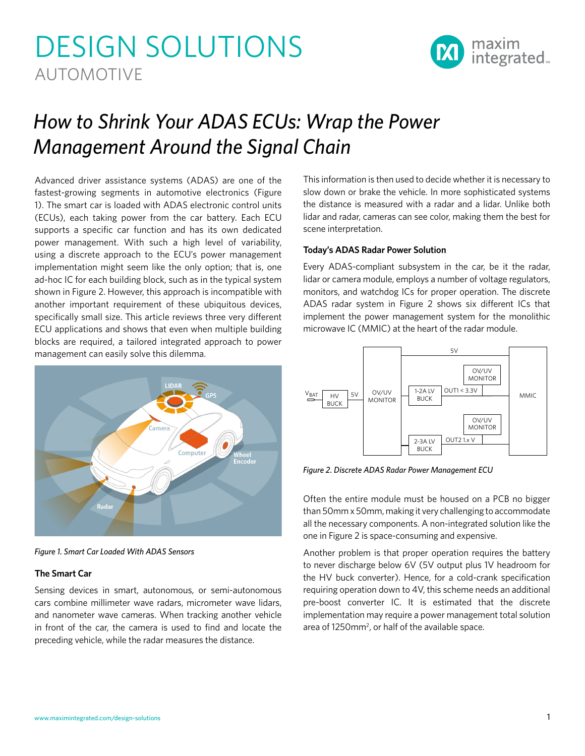# DESIGN SOLUTIONS

AUTOMOTIVE

## *How to Shrink Your ADAS ECUs: Wrap the Power Management Around the Signal Chain*

Advanced driver assistance systems (ADAS) are one of the fastest-growing segments in automotive electronics (Figure 1). The smart car is loaded with ADAS electronic control units (ECUs), each taking power from the car battery. Each ECU supports a specific car function and has its own dedicated power management. With such a high level of variability, using a discrete approach to the ECU's power management implementation might seem like the only option; that is, one ad-hoc IC for each building block, such as in the typical system shown in Figure 2. However, this approach is incompatible with another important requirement of these ubiquitous devices, specifically small size. This article reviews three very different ECU applications and shows that even when multiple building blocks are required, a tailored integrated approach to power management can easily solve this dilemma.

*Figure 1. Smart Car Loaded With ADAS Sensors*

### The Smart Car

Sensing devices in smart, autonomous, or semi-autonomous cars combine millimeter wave radars, micrometer wave lidars, and nanometer wave cameras. When tracking another vehicle in front of the car, the camera is used to find and locate the preceding vehicle, while the radar measures the distance. This information is then used to decide whether it is necessary to slow down or brake the vehicle. In more sophisticated systems the distance is measured with a radar and a lidar. Unlike both lidar and radar, cameras can see color, making them the best for scene interpretation.

### Today's ADAS Radar Power Solution

Every ADAS-compliant subsystem in the car, be it the radar, lidar or camera module, employs a number of voltage regulators, monitors, and watchdog ICs for proper operation. The discrete ADAS radar system in Figure 2 shows six different ICs that implement the power management system for the monolithic microwave IC (MMIC) at the heart of the radar module.

*Figure 2. Discrete ADAS Radar Power Management ECU*

Often the entire module must be housed on a PCB no bigger than 50mm x 50mm, making it very challenging to accommodate all the necessary components. A non-integrated solution like the one in Figure 2 is space-consuming and expensive.

Another problem is that proper operation requires the battery to never discharge below 6V (5V output plus 1V headroom for the HV buck converter). Hence, for a cold-crank specification requiring operation down to 4V, this scheme needs an additional pre-boost converter IC. It is estimated that the discrete implementation may require a power management total solution area of 1250mm$^2$, or half of the available space.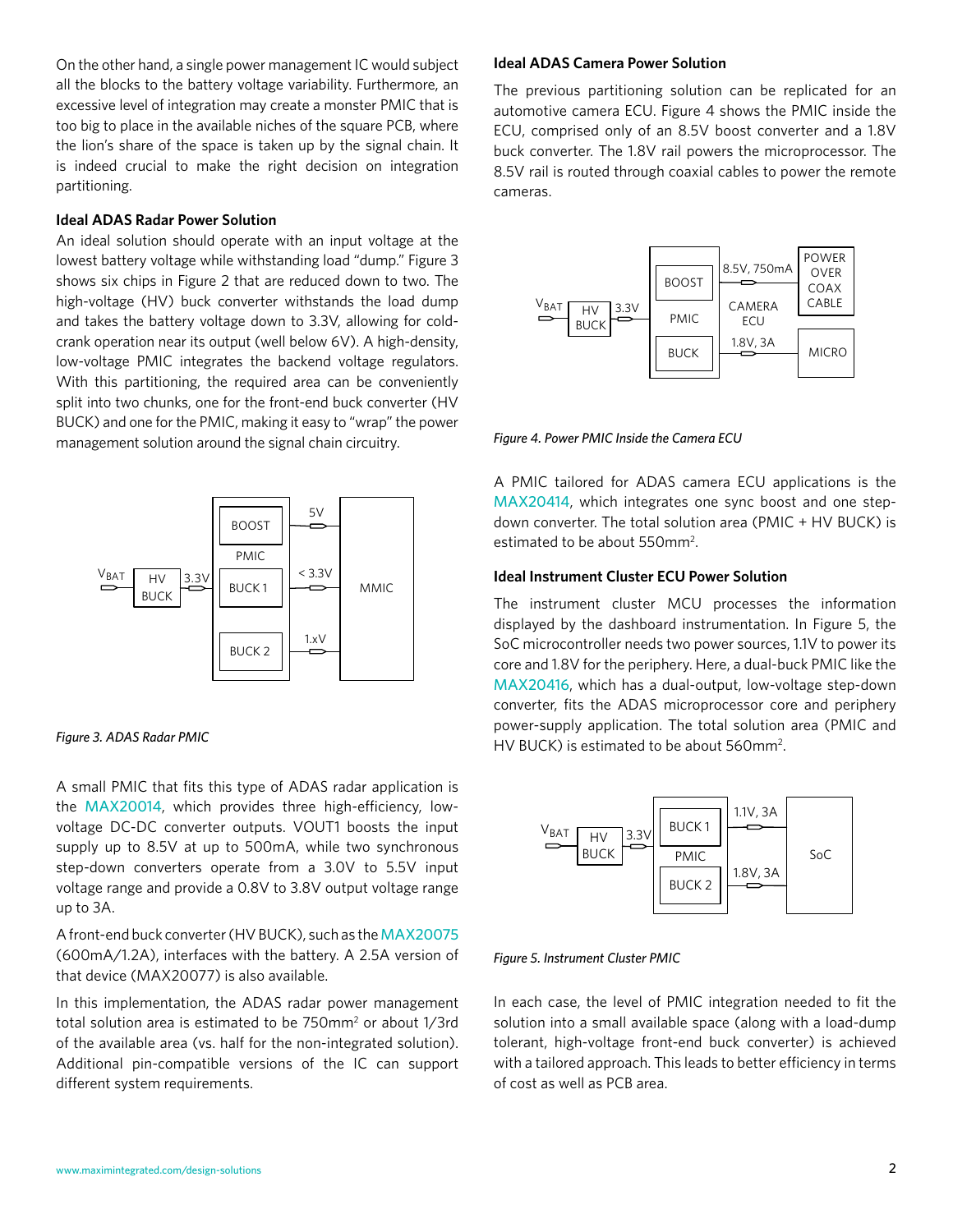On the other hand, a single power management IC would subject all the blocks to the battery voltage variability. Furthermore, an excessive level of integration may create a monster PMIC that is too big to place in the available niches of the square PCB, where the lion's share of the space is taken up by the signal chain. It is indeed crucial to make the right decision on integration partitioning.

### Ideal ADAS Radar Power Solution

An ideal solution should operate with an input voltage at the lowest battery voltage while withstanding load "dump." Figure 3 shows six chips in Figure 2 that are reduced down to two. The high-voltage (HV) buck converter withstands the load dump and takes the battery voltage down to 3.3V, allowing for cold-crank operation near its output (well below 6V). A high-density, low-voltage PMIC integrates the backend voltage regulators. With this partitioning, the required area can be conveniently split into two chunks, one for the front-end buck converter (HV BUCK) and one for the PMIC, making it easy to "wrap" the power management solution around the signal chain circuitry.

*Figure 3. ADAS Radar PMIC*

A small PMIC that fits this type of ADAS radar application is the MAX20014, which provides three high-efficiency, low-voltage DC-DC converter outputs. VOUT1 boosts the input supply up to 8.5V at up to 500mA, while two synchronous step-down converters operate from a 3.0V to 5.5V input voltage range and provide a 0.8V to 3.8V output voltage range up to 3A.

A front-end buck converter (HV BUCK), such as the MAX20075 (600mA/1.2A), interfaces with the battery. A 2.5A version of that device (MAX20077) is also available.

In this implementation, the ADAS radar power management total solution area is estimated to be 750mm$^2$ or about 1/3rd of the available area (vs. half for the non-integrated solution). Additional pin-compatible versions of the IC can support different system requirements.

### Ideal ADAS Camera Power Solution

The previous partitioning solution can be replicated for an automotive camera ECU. Figure 4 shows the PMIC inside the ECU, comprised only of an 8.5V boost converter and a 1.8V buck converter. The 1.8V rail powers the microprocessor. The 8.5V rail is routed through coaxial cables to power the remote cameras.

*Figure 4. Power PMIC Inside the Camera ECU*

A PMIC tailored for ADAS camera ECU applications is the MAX20414, which integrates one sync boost and one step-down converter. The total solution area (PMIC + HV BUCK) is estimated to be about 550mm$^2$.

### Ideal Instrument Cluster ECU Power Solution

The instrument cluster MCU processes the information displayed by the dashboard instrumentation. In Figure 5, the SoC microcontroller needs two power sources, 1.1V to power its core and 1.8V for the periphery. Here, a dual-buck PMIC like the MAX20416, which has a dual-output, low-voltage step-down converter, fits the ADAS microprocessor core and periphery power-supply application. The total solution area (PMIC and HV BUCK) is estimated to be about 560mm$^2$.

*Figure 5. Instrument Cluster PMIC*

In each case, the level of PMIC integration needed to fit the solution into a small available space (along with a load-dump tolerant, high-voltage front-end buck converter) is achieved with a tailored approach. This leads to better efficiency in terms of cost as well as PCB area.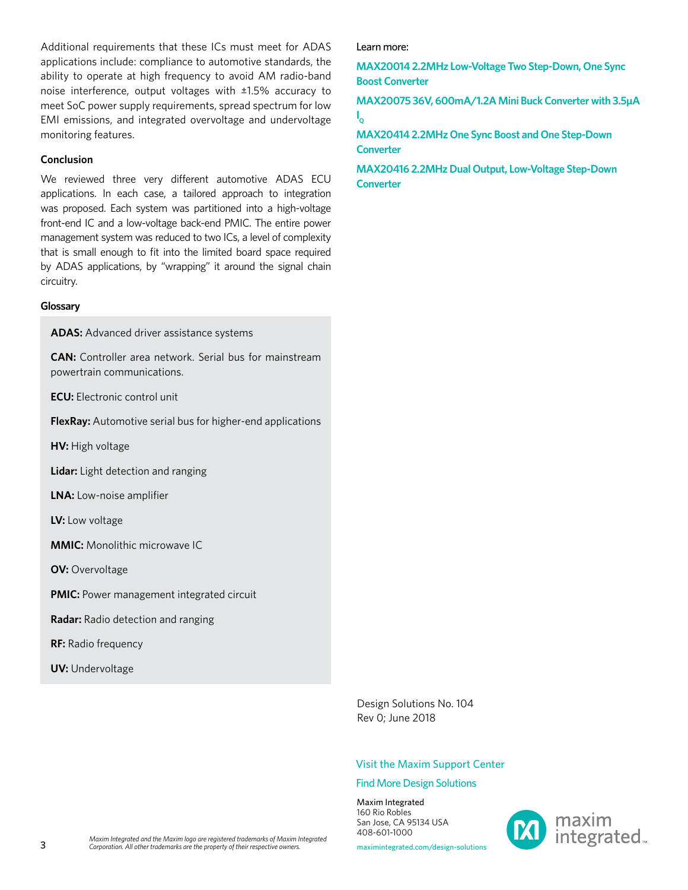Additional requirements that these ICs must meet for ADAS applications include: compliance to automotive standards, the ability to operate at high frequency to avoid AM radio-band noise interference, output voltages with ±1.5% accuracy to meet SoC power supply requirements, spread spectrum for low EMI emissions, and integrated overvoltage and undervoltage monitoring features.

### Conclusion

We reviewed three very different automotive ADAS ECU applications. In each case, a tailored approach to integration was proposed. Each system was partitioned into a high-voltage front-end IC and a low-voltage back-end PMIC. The entire power management system was reduced to two ICs, a level of complexity that is small enough to fit into the limited board space required by ADAS applications, by "wrapping" it around the signal chain circuitry.

### Glossary

**ADAS:** Advanced driver assistance systems

**CAN:** Controller area network. Serial bus for mainstream powertrain communications.

**ECU:** Electronic control unit

**FlexRay:** Automotive serial bus for higher-end applications

**HV:** High voltage

**Lidar:** Light detection and ranging

**LNA:** Low-noise amplifier

**LV:** Low voltage

**MMIC:** Monolithic microwave IC

**OV:** Overvoltage

**PMIC:** Power management integrated circuit

**Radar:** Radio detection and ranging

**RF:** Radio frequency

**UV:** Undervoltage

Learn more:

**MAX20014 2.2MHz Low-Voltage Two Step-Down, One Sync Boost Converter**

**MAX20075 36V, 600mA/1.2A Mini Buck Converter with 3.5µA $I_Q$**

**MAX20414 2.2MHz One Sync Boost and One Step-Down Converter**

**MAX20416 2.2MHz Dual Output, Low-Voltage Step-Down Converter**

Design Solutions No. 104
Rev 0; June 2018

Visit the Maxim Support Center

Find More Design Solutions

Maxim Integrated
160 Rio Robles
San Jose, CA 95134 USA
408-601-1000

maximintegrated.com/design-solutions

*Maxim Integrated and the Maxim logo are registered trademarks of Maxim Integrated Corporation. All other trademarks are the property of their respective owners.*